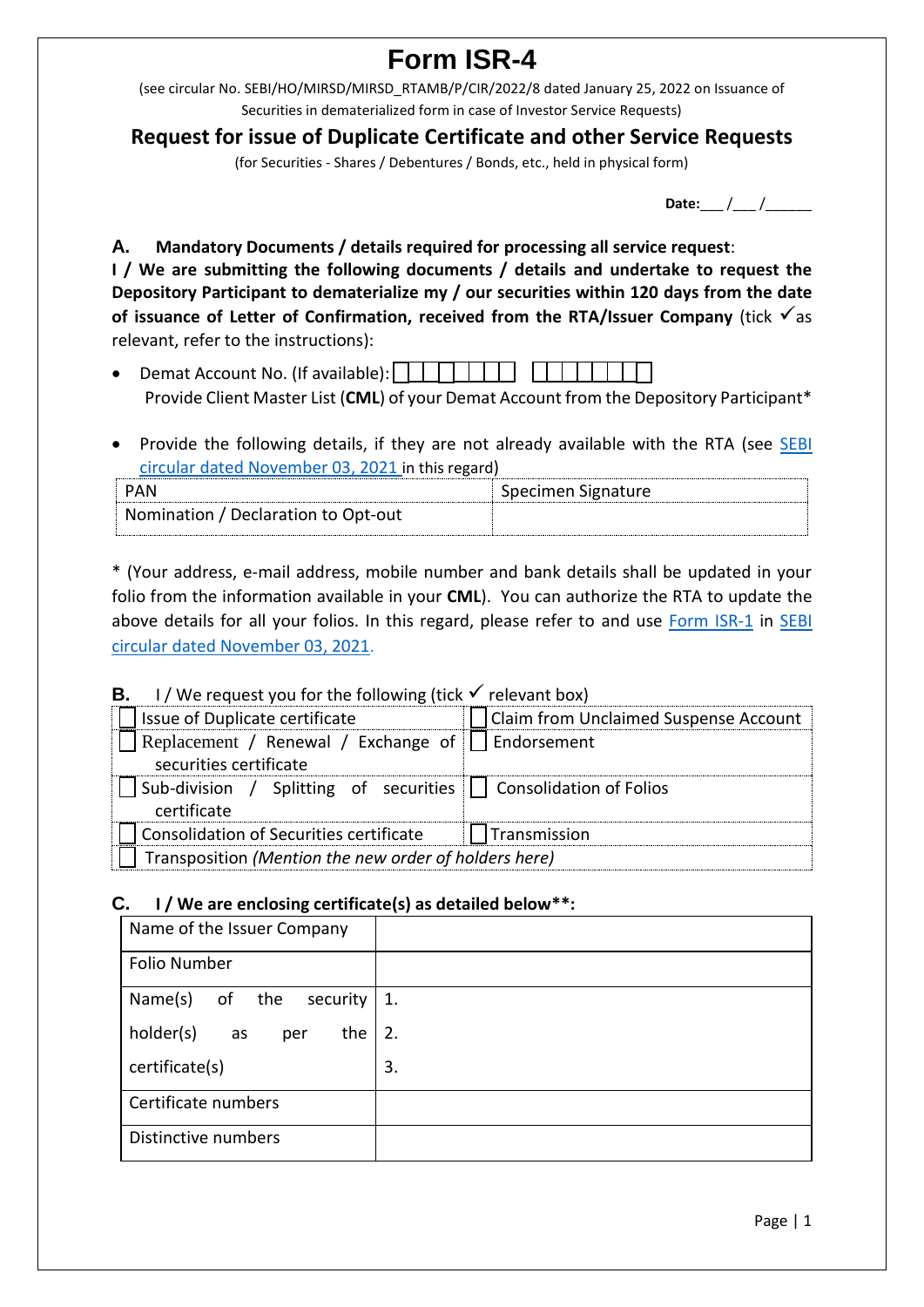# Form ISR-4

(see circular No. SEBI/HO/MIRSD/MIRSD_RTAMB/P/CIR/2022/8 dated January 25, 2022 on Issuance of Securities in dematerialized form in case of Investor Service Requests)

## Request for issue of Duplicate Certificate and other Service Requests

(for Securities - Shares / Debentures / Bonds, etc., held in physical form)

**Date:**___ /___ /______

**A. Mandatory Documents / details required for processing all service request**:
**I / We are submitting the following documents / details and undertake to request the Depository Participant to dematerialize my / our securities within 120 days from the date of issuance of Letter of Confirmation, received from the RTA/Issuer Company** (tick ✓as relevant, refer to the instructions):

- Demat Account No. (If available): ☐☐☐☐☐☐☐☐ ☐☐☐☐☐☐☐☐
  Provide Client Master List (**CML**) of your Demat Account from the Depository Participant*

- Provide the following details, if they are not already available with the RTA (see SEBI circular dated November 03, 2021 in this regard)

| PAN | Specimen Signature |
|---|---|
| Nomination / Declaration to Opt-out | |

* (Your address, e-mail address, mobile number and bank details shall be updated in your folio from the information available in your **CML**). You can authorize the RTA to update the above details for all your folios. In this regard, please refer to and use Form ISR-1 in SEBI circular dated November 03, 2021.

**B.** I / We request you for the following (tick ✓ relevant box)

| | |
|---|---|
| ☐ Issue of Duplicate certificate | ☐ Claim from Unclaimed Suspense Account |
| ☐ Replacement / Renewal / Exchange of securities certificate | ☐ Endorsement |
| ☐ Sub-division / Splitting of securities certificate | ☐ Consolidation of Folios |
| ☐ Consolidation of Securities certificate | ☐ Transmission |
| ☐ Transposition *(Mention the new order of holders here)* | |

**C. I / We are enclosing certificate(s) as detailed below\*\*:**

| | |
|---|---|
| Name of the Issuer Company | |
| Folio Number | |
| Name(s) of the security holder(s) as per the certificate(s) | 1.<br>2.<br>3. |
| Certificate numbers | |
| Distinctive numbers | |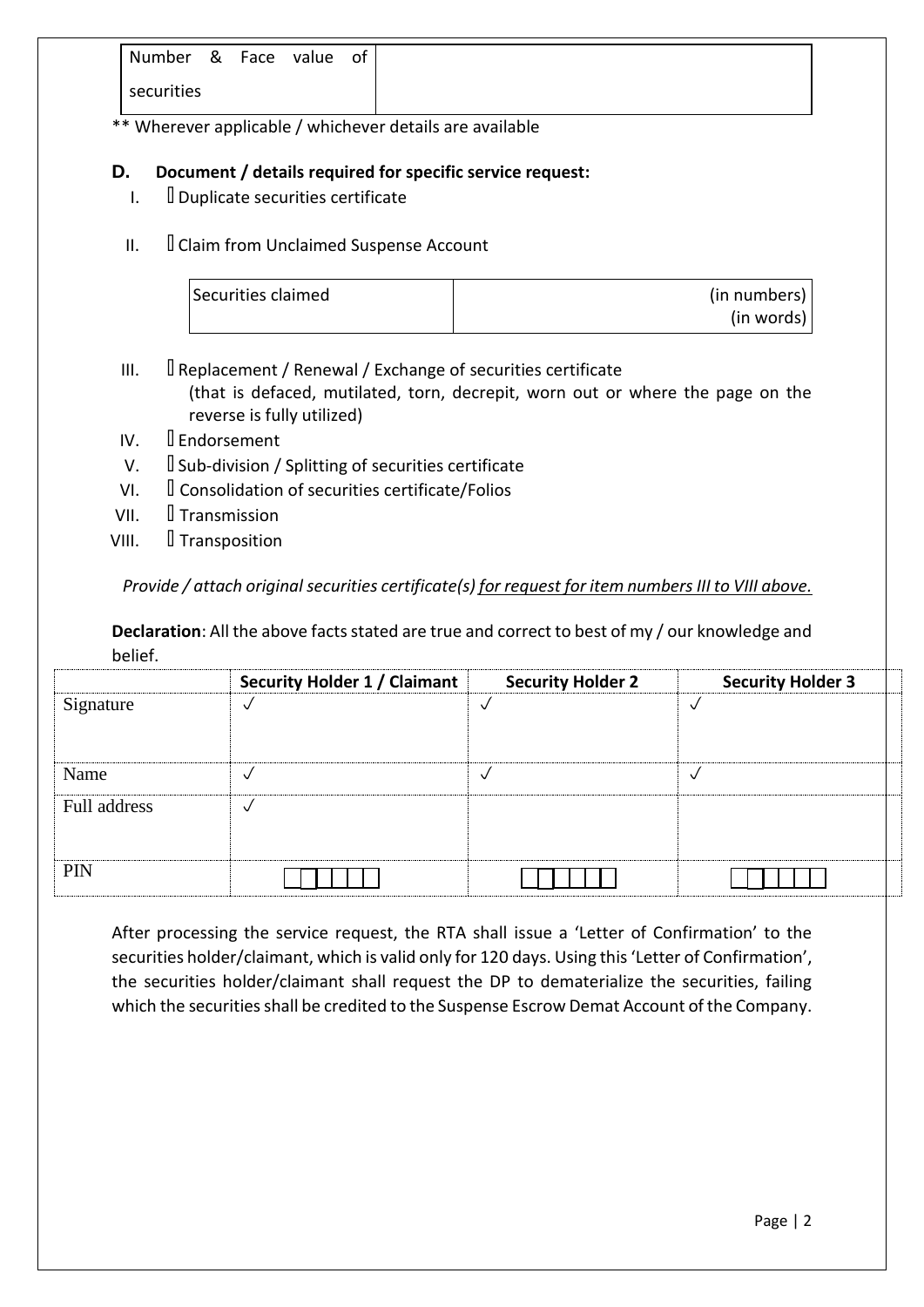| | |
|---|---|
| Number & Face value of securities | |

** Wherever applicable / whichever details are available

**D. Document / details required for specific service request:**

I. ☐ Duplicate securities certificate

II. ☐ Claim from Unclaimed Suspense Account

| | |
|---|---|
| Securities claimed | (in numbers) (in words) |

III. ☐ Replacement / Renewal / Exchange of securities certificate (that is defaced, mutilated, torn, decrepit, worn out or where the page on the reverse is fully utilized)

IV. ☐ Endorsement

V. ☐ Sub-division / Splitting of securities certificate

VI. ☐ Consolidation of securities certificate/Folios

VII. ☐ Transmission

VIII. ☐ Transposition

*Provide / attach original securities certificate(s) for request for item numbers III to VIII above.*

**Declaration**: All the above facts stated are true and correct to best of my / our knowledge and belief.

| | Security Holder 1 / Claimant | Security Holder 2 | Security Holder 3 |
|---|---|---|---|
| Signature | ✓ | ✓ | ✓ |
| Name | ✓ | ✓ | ✓ |
| Full address | ✓ | | |
| PIN | ☐☐☐☐☐☐ | ☐☐☐☐☐☐ | ☐☐☐☐☐☐ |

After processing the service request, the RTA shall issue a 'Letter of Confirmation' to the securities holder/claimant, which is valid only for 120 days. Using this 'Letter of Confirmation', the securities holder/claimant shall request the DP to dematerialize the securities, failing which the securities shall be credited to the Suspense Escrow Demat Account of the Company.